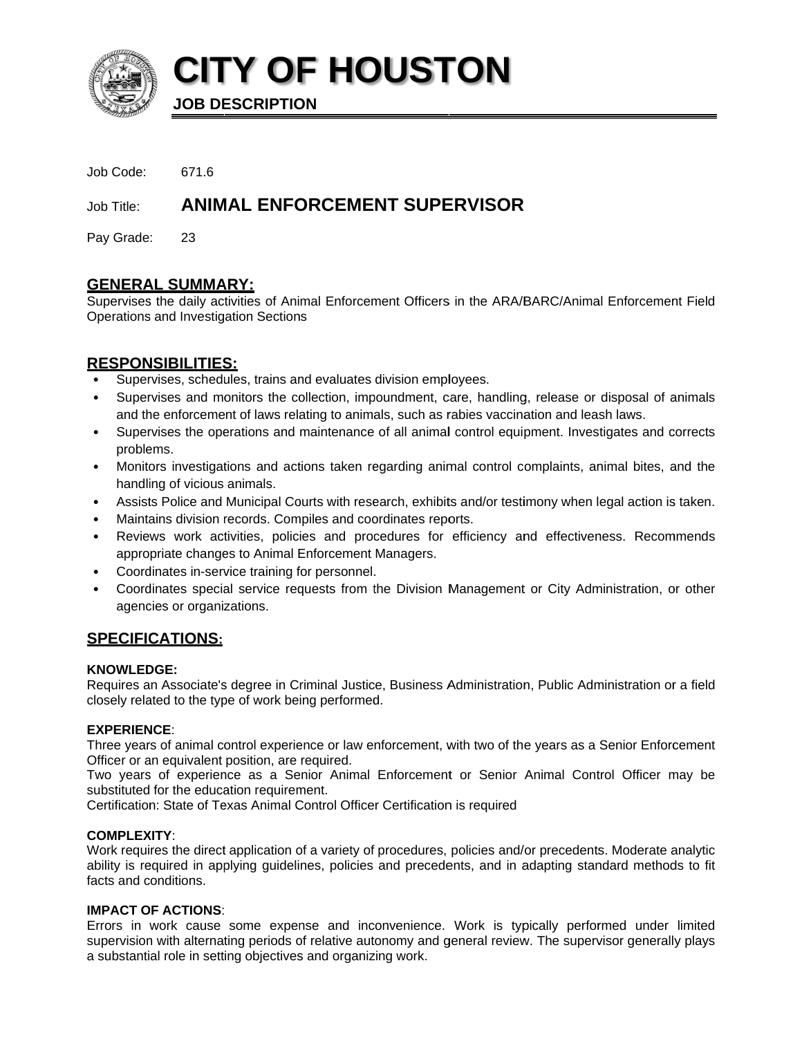# CITY OF HOUSTON

**JOB DESCRIPTION**

Job Code: 671.6

Job Title: **ANIMAL ENFORCEMENT SUPERVISOR**

Pay Grade: 23

## GENERAL SUMMARY:

Supervises the daily activities of Animal Enforcement Officers in the ARA/BARC/Animal Enforcement Field Operations and Investigation Sections

## RESPONSIBILITIES:

- Supervises, schedules, trains and evaluates division employees.
- Supervises and monitors the collection, impoundment, care, handling, release or disposal of animals and the enforcement of laws relating to animals, such as rabies vaccination and leash laws.
- Supervises the operations and maintenance of all animal control equipment. Investigates and corrects problems.
- Monitors investigations and actions taken regarding animal control complaints, animal bites, and the handling of vicious animals.
- Assists Police and Municipal Courts with research, exhibits and/or testimony when legal action is taken.
- Maintains division records. Compiles and coordinates reports.
- Reviews work activities, policies and procedures for efficiency and effectiveness. Recommends appropriate changes to Animal Enforcement Managers.
- Coordinates in-service training for personnel.
- Coordinates special service requests from the Division Management or City Administration, or other agencies or organizations.

## SPECIFICATIONS:

**KNOWLEDGE:**

Requires an Associate's degree in Criminal Justice, Business Administration, Public Administration or a field closely related to the type of work being performed.

**EXPERIENCE**:

Three years of animal control experience or law enforcement, with two of the years as a Senior Enforcement Officer or an equivalent position, are required.

Two years of experience as a Senior Animal Enforcement or Senior Animal Control Officer may be substituted for the education requirement.

Certification: State of Texas Animal Control Officer Certification is required

**COMPLEXITY**:

Work requires the direct application of a variety of procedures, policies and/or precedents. Moderate analytic ability is required in applying guidelines, policies and precedents, and in adapting standard methods to fit facts and conditions.

**IMPACT OF ACTIONS**:

Errors in work cause some expense and inconvenience. Work is typically performed under limited supervision with alternating periods of relative autonomy and general review. The supervisor generally plays a substantial role in setting objectives and organizing work.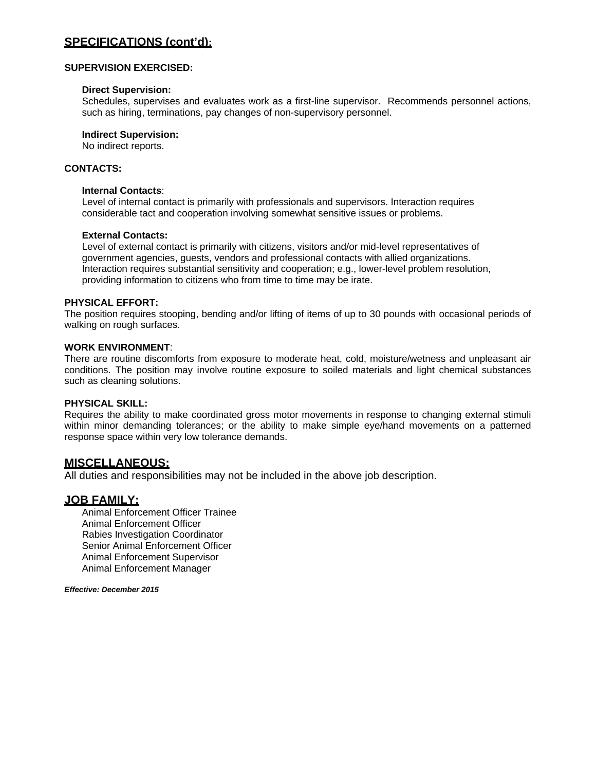## SPECIFICATIONS (cont'd):

### SUPERVISION EXERCISED:

**Direct Supervision:**
Schedules, supervises and evaluates work as a first-line supervisor. Recommends personnel actions, such as hiring, terminations, pay changes of non-supervisory personnel.

**Indirect Supervision:**
No indirect reports.

### CONTACTS:

**Internal Contacts**:
Level of internal contact is primarily with professionals and supervisors. Interaction requires considerable tact and cooperation involving somewhat sensitive issues or problems.

**External Contacts:**
Level of external contact is primarily with citizens, visitors and/or mid-level representatives of government agencies, guests, vendors and professional contacts with allied organizations. Interaction requires substantial sensitivity and cooperation; e.g., lower-level problem resolution, providing information to citizens who from time to time may be irate.

### PHYSICAL EFFORT:

The position requires stooping, bending and/or lifting of items of up to 30 pounds with occasional periods of walking on rough surfaces.

### WORK ENVIRONMENT:

There are routine discomforts from exposure to moderate heat, cold, moisture/wetness and unpleasant air conditions. The position may involve routine exposure to soiled materials and light chemical substances such as cleaning solutions.

### PHYSICAL SKILL:

Requires the ability to make coordinated gross motor movements in response to changing external stimuli within minor demanding tolerances; or the ability to make simple eye/hand movements on a patterned response space within very low tolerance demands.

## MISCELLANEOUS:

All duties and responsibilities may not be included in the above job description.

## JOB FAMILY:

Animal Enforcement Officer Trainee
Animal Enforcement Officer
Rabies Investigation Coordinator
Senior Animal Enforcement Officer
Animal Enforcement Supervisor
Animal Enforcement Manager

***Effective: December 2015***